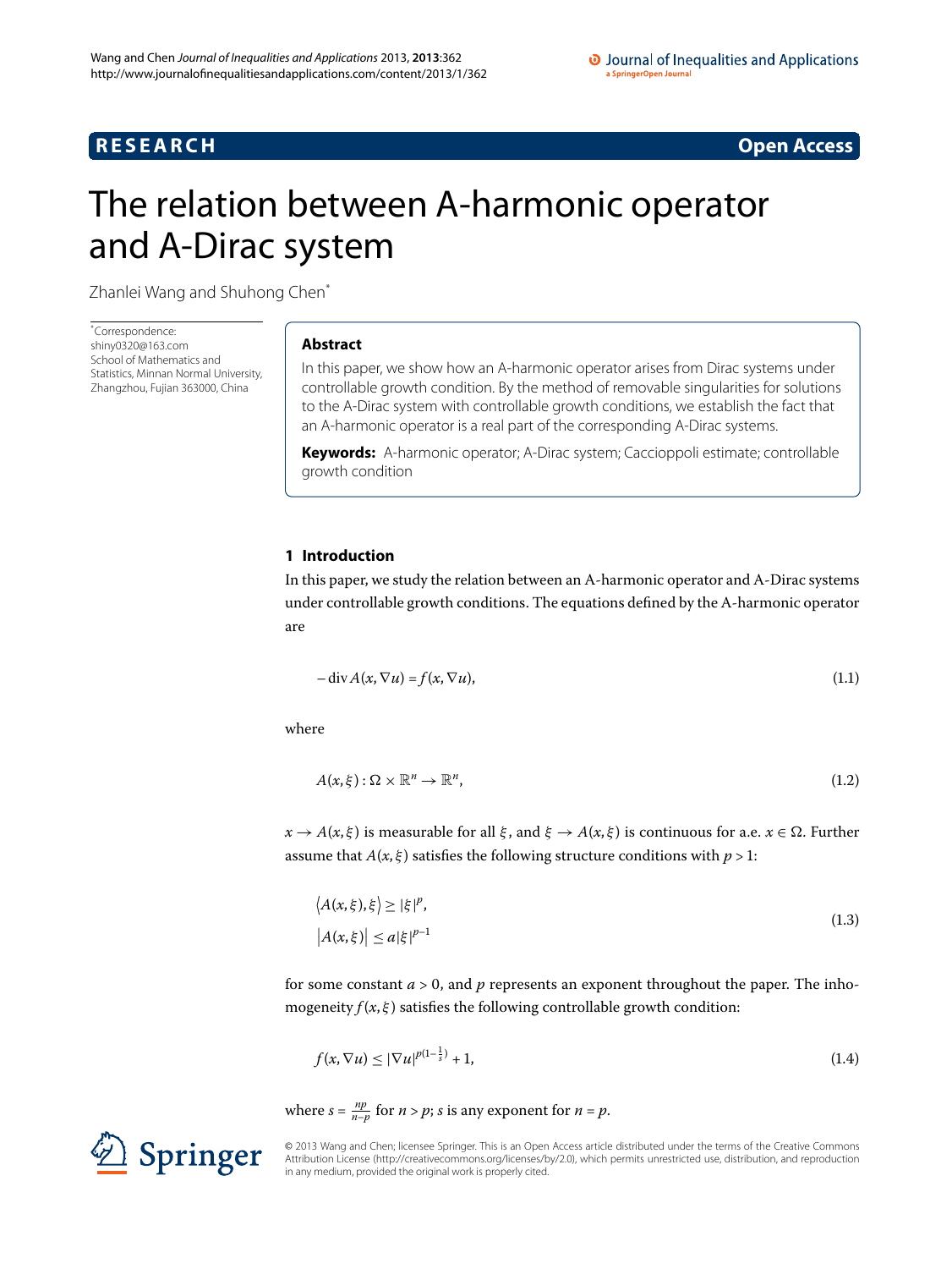**RESEARCH** **Open Access**

# The relation between A-harmonic operator and A-Dirac system

Zhanlei Wang and Shuhong Chen*

*Correspondence: shiny0320@163.com
School of Mathematics and Statistics, Minnan Normal University, Zhangzhou, Fujian 363000, China

## Abstract

In this paper, we show how an A-harmonic operator arises from Dirac systems under controllable growth condition. By the method of removable singularities for solutions to the A-Dirac system with controllable growth conditions, we establish the fact that an A-harmonic operator is a real part of the corresponding A-Dirac systems.

**Keywords:** A-harmonic operator; A-Dirac system; Caccioppoli estimate; controllable growth condition

## 1 Introduction

In this paper, we study the relation between an A-harmonic operator and A-Dirac systems under controllable growth conditions. The equations defined by the A-harmonic operator are

$$-\operatorname{div} A(x, \nabla u) = f(x, \nabla u), \tag{1.1}$$

where

$$A(x, \xi) : \Omega \times \mathbb{R}^n \to \mathbb{R}^n, \tag{1.2}$$

$x \to A(x, \xi)$ is measurable for all $\xi$, and $\xi \to A(x, \xi)$ is continuous for a.e. $x \in \Omega$. Further assume that $A(x, \xi)$ satisfies the following structure conditions with $p > 1$:

$$\begin{aligned} &\langle A(x, \xi), \xi \rangle \geq |\xi|^p, \\ &|A(x, \xi)| \leq a|\xi|^{p-1} \end{aligned} \tag{1.3}$$

for some constant $a > 0$, and $p$ represents an exponent throughout the paper. The inhomogeneity $f(x, \xi)$ satisfies the following controllable growth condition:

$$f(x, \nabla u) \leq |\nabla u|^{p(1-\frac{1}{s})} + 1, \tag{1.4}$$

where $s = \frac{np}{n-p}$ for $n > p$; $s$ is any exponent for $n = p$.

© 2013 Wang and Chen; licensee Springer. This is an Open Access article distributed under the terms of the Creative Commons Attribution License (http://creativecommons.org/licenses/by/2.0), which permits unrestricted use, distribution, and reproduction in any medium, provided the original work is properly cited.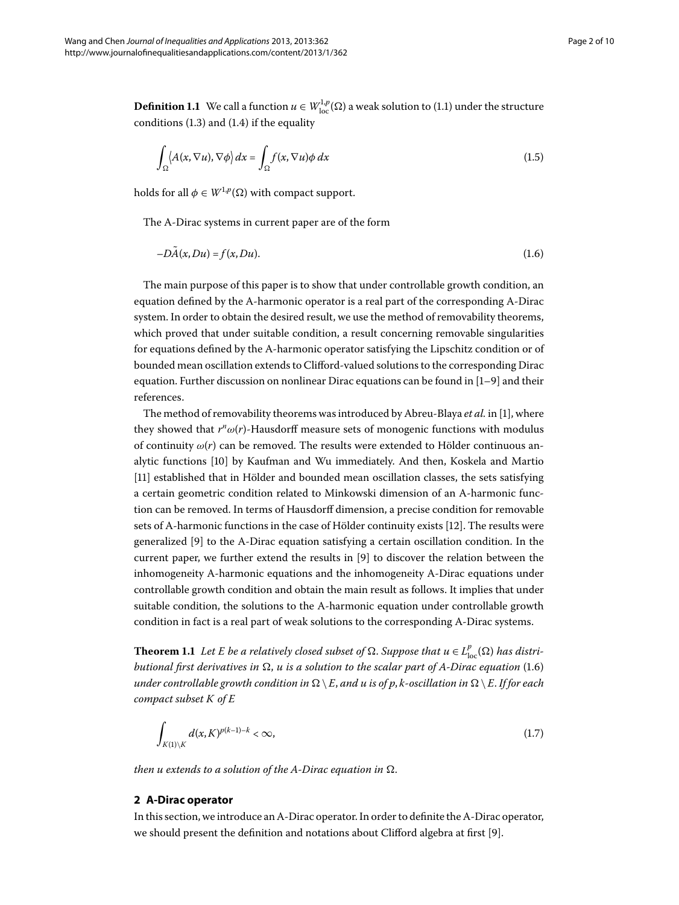**Definition 1.1** We call a function $u \in W^{1,p}_{\mathrm{loc}}(\Omega)$ a weak solution to (1.1) under the structure conditions (1.3) and (1.4) if the equality

$$\int_{\Omega} \langle A(x, \nabla u), \nabla \phi \rangle \, dx = \int_{\Omega} f(x, \nabla u)\phi \, dx \tag{1.5}$$

holds for all $\phi \in W^{1,p}(\Omega)$ with compact support.

The A-Dirac systems in current paper are of the form

$$-D\tilde{A}(x, Du) = f(x, Du). \tag{1.6}$$

The main purpose of this paper is to show that under controllable growth condition, an equation defined by the A-harmonic operator is a real part of the corresponding A-Dirac system. In order to obtain the desired result, we use the method of removability theorems, which proved that under suitable condition, a result concerning removable singularities for equations defined by the A-harmonic operator satisfying the Lipschitz condition or of bounded mean oscillation extends to Clifford-valued solutions to the corresponding Dirac equation. Further discussion on nonlinear Dirac equations can be found in [1–9] and their references.

The method of removability theorems was introduced by Abreu-Blaya *et al.* in [1], where they showed that $r^n\omega(r)$-Hausdorff measure sets of monogenic functions with modulus of continuity $\omega(r)$ can be removed. The results were extended to Hölder continuous analytic functions [10] by Kaufman and Wu immediately. And then, Koskela and Martio [11] established that in Hölder and bounded mean oscillation classes, the sets satisfying a certain geometric condition related to Minkowski dimension of an A-harmonic function can be removed. In terms of Hausdorff dimension, a precise condition for removable sets of A-harmonic functions in the case of Hölder continuity exists [12]. The results were generalized [9] to the A-Dirac equation satisfying a certain oscillation condition. In the current paper, we further extend the results in [9] to discover the relation between the inhomogeneity A-harmonic equations and the inhomogeneity A-Dirac equations under controllable growth condition and obtain the main result as follows. It implies that under suitable condition, the solutions to the A-harmonic equation under controllable growth condition in fact is a real part of weak solutions to the corresponding A-Dirac systems.

**Theorem 1.1** *Let $E$ be a relatively closed subset of $\Omega$. Suppose that $u \in L^p_{\mathrm{loc}}(\Omega)$ has distributional first derivatives in $\Omega$, $u$ is a solution to the scalar part of A-Dirac equation* (1.6) *under controllable growth condition in $\Omega \setminus E$, and $u$ is of $p,k$-oscillation in $\Omega \setminus E$. If for each compact subset $K$ of $E$*

$$\int_{K(1)\setminus K} d(x, K)^{p(k-1)-k} < \infty, \tag{1.7}$$

*then $u$ extends to a solution of the A-Dirac equation in $\Omega$.*

## 2 A-Dirac operator

In this section, we introduce an A-Dirac operator. In order to definite the A-Dirac operator, we should present the definition and notations about Clifford algebra at first [9].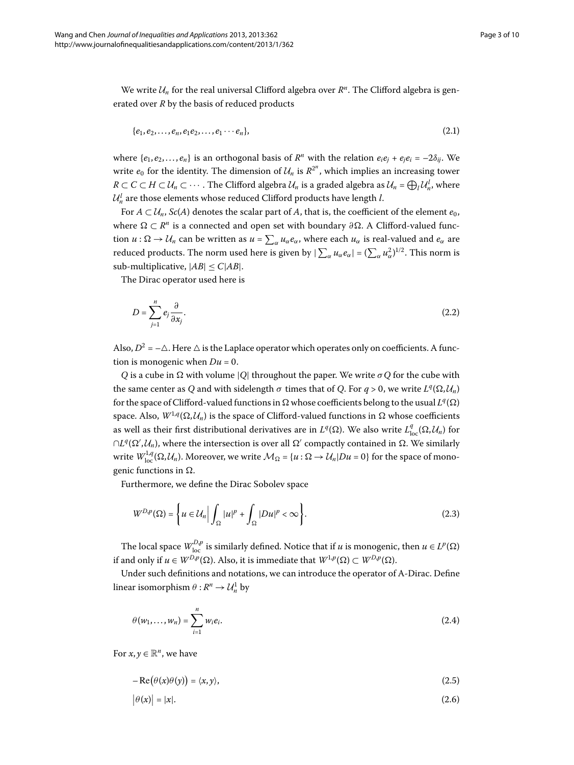We write $\mathcal{U}_n$ for the real universal Clifford algebra over $R^n$. The Clifford algebra is generated over $R$ by the basis of reduced products

$$\{e_1, e_2, \ldots, e_n, e_1e_2, \ldots, e_1 \cdots e_n\}, \tag{2.1}$$

where $\{e_1, e_2, \ldots, e_n\}$ is an orthogonal basis of $R^n$ with the relation $e_ie_j + e_je_i = -2\delta_{ij}$. We write $e_0$ for the identity. The dimension of $\mathcal{U}_n$ is $R^{2^n}$, which implies an increasing tower $R \subset C \subset H \subset \mathcal{U}_n \subset \cdots$. The Clifford algebra $\mathcal{U}_n$ is a graded algebra as $\mathcal{U}_n = \bigoplus_l \mathcal{U}_n^l$, where $\mathcal{U}_n^l$ are those elements whose reduced Clifford products have length $l$.

For $A \subset \mathcal{U}_n$, $Sc(A)$ denotes the scalar part of $A$, that is, the coefficient of the element $e_0$, where $\Omega \subset R^n$ is a connected and open set with boundary $\partial\Omega$. A Clifford-valued function $u : \Omega \to \mathcal{U}_n$ can be written as $u = \sum_\alpha u_\alpha e_\alpha$, where each $u_\alpha$ is real-valued and $e_\alpha$ are reduced products. The norm used here is given by $|\sum_\alpha u_\alpha e_\alpha| = (\sum_\alpha u_\alpha^2)^{1/2}$. This norm is sub-multiplicative, $|AB| \leq C|AB|$.

The Dirac operator used here is

$$D = \sum_{j=1}^{n} e_j \frac{\partial}{\partial x_j}. \tag{2.2}$$

Also, $D^2 = -\triangle$. Here $\triangle$ is the Laplace operator which operates only on coefficients. A function is monogenic when $Du = 0$.

$Q$ is a cube in $\Omega$ with volume $|Q|$ throughout the paper. We write $\sigma Q$ for the cube with the same center as $Q$ and with sidelength $\sigma$ times that of $Q$. For $q > 0$, we write $L^q(\Omega, \mathcal{U}_n)$ for the space of Clifford-valued functions in $\Omega$ whose coefficients belong to the usual $L^q(\Omega)$ space. Also, $W^{1,q}(\Omega, \mathcal{U}_n)$ is the space of Clifford-valued functions in $\Omega$ whose coefficients as well as their first distributional derivatives are in $L^q(\Omega)$. We also write $L^q_{\mathrm{loc}}(\Omega, \mathcal{U}_n)$ for $\cap L^q(\Omega', \mathcal{U}_n)$, where the intersection is over all $\Omega'$ compactly contained in $\Omega$. We similarly write $W^{1,q}_{\mathrm{loc}}(\Omega, \mathcal{U}_n)$. Moreover, we write $\mathcal{M}_\Omega = \{u : \Omega \to \mathcal{U}_n | Du = 0\}$ for the space of monogenic functions in $\Omega$.

Furthermore, we define the Dirac Sobolev space

$$W^{D,p}(\Omega) = \left\{ u \in \mathcal{U}_n \middle| \int_\Omega |u|^p + \int_\Omega |Du|^p < \infty \right\}. \tag{2.3}$$

The local space $W^{D,p}_{\mathrm{loc}}$ is similarly defined. Notice that if $u$ is monogenic, then $u \in L^p(\Omega)$ if and only if $u \in W^{D,p}(\Omega)$. Also, it is immediate that $W^{1,p}(\Omega) \subset W^{D,p}(\Omega)$.

Under such definitions and notations, we can introduce the operator of A-Dirac. Define linear isomorphism $\theta : R^n \to \mathcal{U}_n^1$ by

$$\theta(w_1, \ldots, w_n) = \sum_{i=1}^{n} w_i e_i. \tag{2.4}$$

For $x, y \in \mathbb{R}^n$, we have

$$-\operatorname{Re}\big(\theta(x)\theta(y)\big) = \langle x, y\rangle, \tag{2.5}$$

$$\big|\theta(x)\big| = |x|. \tag{2.6}$$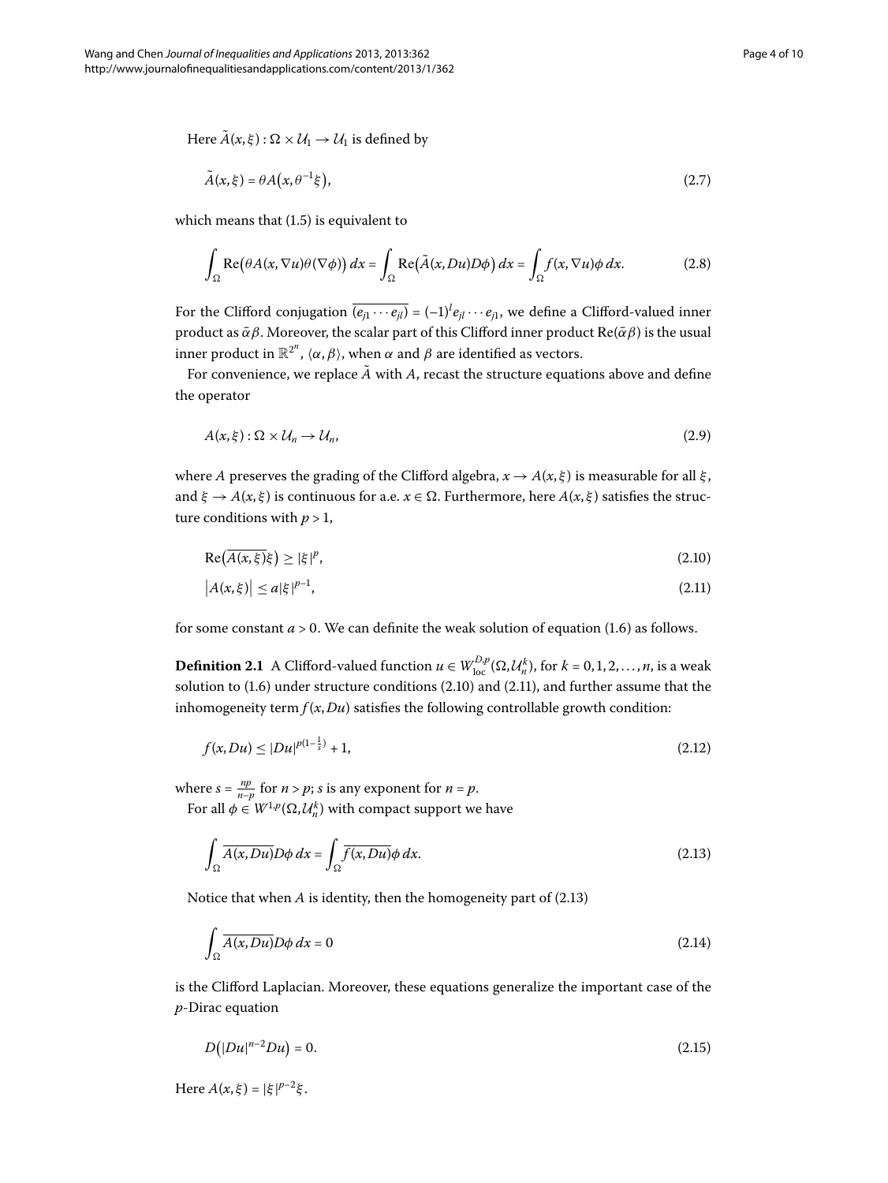Here $\tilde{A}(x,\xi) : \Omega \times \mathcal{U}_1 \to \mathcal{U}_1$ is defined by

$$\tilde{A}(x,\xi) = \theta A\big(x, \theta^{-1}\xi\big), \tag{2.7}$$

which means that (1.5) is equivalent to

$$\int_\Omega \operatorname{Re}\big(\theta A(x,\nabla u)\theta(\nabla\phi)\big)\,dx = \int_\Omega \operatorname{Re}\big(\tilde{A}(x,Du)D\phi\big)\,dx = \int_\Omega f(x,\nabla u)\phi\,dx. \tag{2.8}$$

For the Clifford conjugation $\overline{(e_{j1}\cdots e_{jl})} = (-1)^l e_{jl}\cdots e_{j1}$, we define a Clifford-valued inner product as $\bar{\alpha}\beta$. Moreover, the scalar part of this Clifford inner product $\operatorname{Re}(\bar{\alpha}\beta)$ is the usual inner product in $\mathbb{R}^{2^n}$, $\langle\alpha,\beta\rangle$, when $\alpha$ and $\beta$ are identified as vectors.

For convenience, we replace $\tilde{A}$ with $A$, recast the structure equations above and define the operator

$$A(x,\xi) : \Omega \times \mathcal{U}_n \to \mathcal{U}_n, \tag{2.9}$$

where $A$ preserves the grading of the Clifford algebra, $x \to A(x,\xi)$ is measurable for all $\xi$, and $\xi \to A(x,\xi)$ is continuous for a.e. $x \in \Omega$. Furthermore, here $A(x,\xi)$ satisfies the structure conditions with $p > 1$,

$$\operatorname{Re}\big(\overline{A(x,\xi)}\xi\big) \geq |\xi|^p, \tag{2.10}$$

$$\big|A(x,\xi)\big| \leq a|\xi|^{p-1}, \tag{2.11}$$

for some constant $a > 0$. We can definite the weak solution of equation (1.6) as follows.

**Definition 2.1** A Clifford-valued function $u \in W^{D,p}_{\text{loc}}(\Omega, \mathcal{U}_n^k)$, for $k = 0,1,2,\ldots,n$, is a weak solution to (1.6) under structure conditions (2.10) and (2.11), and further assume that the inhomogeneity term $f(x,Du)$ satisfies the following controllable growth condition:

$$f(x,Du) \leq |Du|^{p(1-\frac{1}{s})} + 1, \tag{2.12}$$

where $s = \frac{np}{n-p}$ for $n > p$; $s$ is any exponent for $n = p$.

For all $\phi \in W^{1,p}(\Omega, \mathcal{U}_n^k)$ with compact support we have

$$\int_\Omega \overline{A(x,Du)}D\phi\,dx = \int_\Omega \overline{f(x,Du)}\phi\,dx. \tag{2.13}$$

Notice that when $A$ is identity, then the homogeneity part of (2.13)

$$\int_\Omega \overline{A(x,Du)}D\phi\,dx = 0 \tag{2.14}$$

is the Clifford Laplacian. Moreover, these equations generalize the important case of the $p$-Dirac equation

$$D\big(|Du|^{n-2}Du\big) = 0. \tag{2.15}$$

Here $A(x,\xi) = |\xi|^{p-2}\xi$.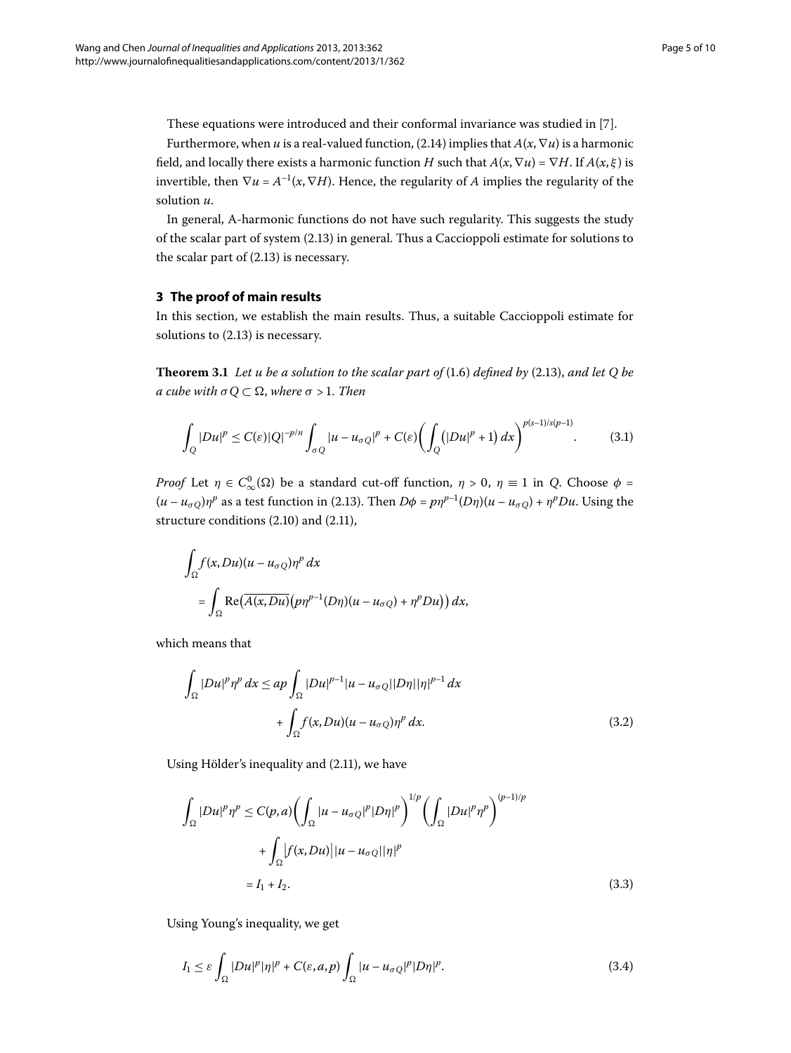These equations were introduced and their conformal invariance was studied in [7].

Furthermore, when $u$ is a real-valued function, (2.14) implies that $A(x, \nabla u)$ is a harmonic field, and locally there exists a harmonic function $H$ such that $A(x, \nabla u) = \nabla H$. If $A(x, \xi)$ is invertible, then $\nabla u = A^{-1}(x, \nabla H)$. Hence, the regularity of $A$ implies the regularity of the solution $u$.

In general, A-harmonic functions do not have such regularity. This suggests the study of the scalar part of system (2.13) in general. Thus a Caccioppoli estimate for solutions to the scalar part of (2.13) is necessary.

## 3 The proof of main results

In this section, we establish the main results. Thus, a suitable Caccioppoli estimate for solutions to (2.13) is necessary.

**Theorem 3.1** *Let $u$ be a solution to the scalar part of* (1.6) *defined by* (2.13), *and let $Q$ be a cube with $\sigma Q \subset \Omega$, where $\sigma > 1$. Then*

$$\int_Q |Du|^p \le C(\varepsilon)|Q|^{-p/n} \int_{\sigma Q} |u - u_{\sigma Q}|^p + C(\varepsilon)\left(\int_Q \left(|Du|^p + 1\right) dx\right)^{p(s-1)/s(p-1)}. \tag{3.1}$$

*Proof* Let $\eta \in C_\infty^0(\Omega)$ be a standard cut-off function, $\eta > 0$, $\eta \equiv 1$ in $Q$. Choose $\phi = (u - u_{\sigma Q})\eta^p$ as a test function in (2.13). Then $D\phi = p\eta^{p-1}(D\eta)(u - u_{\sigma Q}) + \eta^p Du$. Using the structure conditions (2.10) and (2.11),

$$\begin{aligned}
&\int_\Omega f(x, Du)(u - u_{\sigma Q})\eta^p \, dx \\
&\quad = \int_\Omega \operatorname{Re}\left(\overline{A(x, Du)}\left(p\eta^{p-1}(D\eta)(u - u_{\sigma Q}) + \eta^p Du\right)\right) dx,
\end{aligned}$$

which means that

$$\begin{aligned}
\int_\Omega |Du|^p \eta^p \, dx &\le ap \int_\Omega |Du|^{p-1} |u - u_{\sigma Q}| |D\eta| |\eta|^{p-1} \, dx \\
&\quad + \int_\Omega f(x, Du)(u - u_{\sigma Q})\eta^p \, dx.
\end{aligned} \tag{3.2}$$

Using Hölder's inequality and (2.11), we have

$$\begin{aligned}
\int_\Omega |Du|^p \eta^p &\le C(p, a)\left(\int_\Omega |u - u_{\sigma Q}|^p |D\eta|^p\right)^{1/p} \left(\int_\Omega |Du|^p \eta^p\right)^{(p-1)/p} \\
&\quad + \int_\Omega \left|f(x, Du)\right| |u - u_{\sigma Q}| |\eta|^p \\
&= I_1 + I_2.
\end{aligned} \tag{3.3}$$

Using Young's inequality, we get

$$I_1 \le \varepsilon \int_\Omega |Du|^p |\eta|^p + C(\varepsilon, a, p) \int_\Omega |u - u_{\sigma Q}|^p |D\eta|^p. \tag{3.4}$$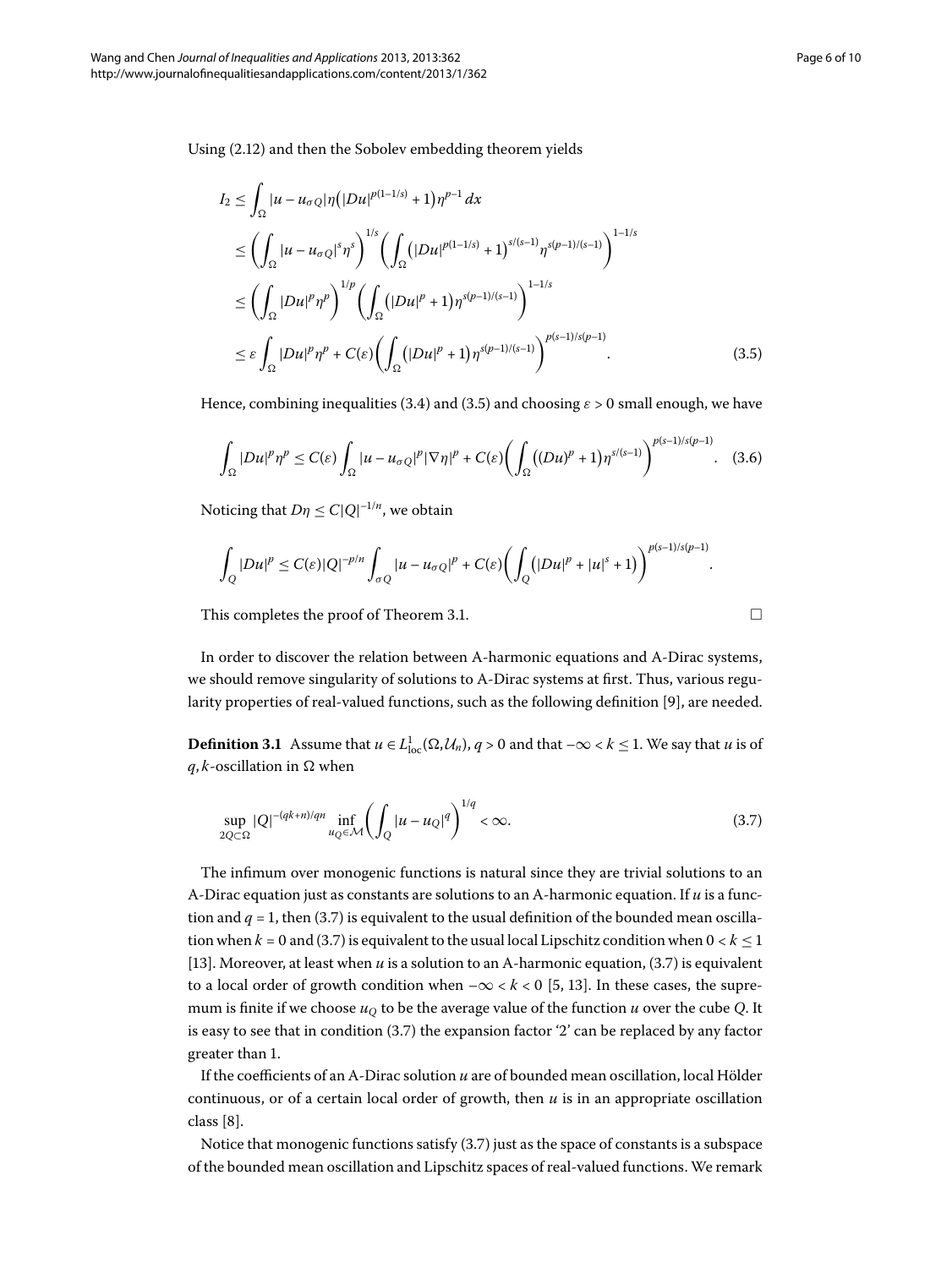Using (2.12) and then the Sobolev embedding theorem yields

$$
\begin{aligned}
I_2 &\leq \int_\Omega |u - u_{\sigma Q}| \eta \big( |Du|^{p(1-1/s)} + 1 \big) \eta^{p-1} \, dx \\
&\leq \left( \int_\Omega |u - u_{\sigma Q}|^s \eta^s \right)^{1/s} \left( \int_\Omega \big( |Du|^{p(1-1/s)} + 1 \big)^{s/(s-1)} \eta^{s(p-1)/(s-1)} \right)^{1-1/s} \\
&\leq \left( \int_\Omega |Du|^p \eta^p \right)^{1/p} \left( \int_\Omega \big( |Du|^p + 1 \big) \eta^{s(p-1)/(s-1)} \right)^{1-1/s} \\
&\leq \varepsilon \int_\Omega |Du|^p \eta^p + C(\varepsilon) \left( \int_\Omega \big( |Du|^p + 1 \big) \eta^{s(p-1)/(s-1)} \right)^{p(s-1)/s(p-1)}. \qquad (3.5)
\end{aligned}
$$

Hence, combining inequalities (3.4) and (3.5) and choosing $\varepsilon > 0$ small enough, we have

$$
\int_\Omega |Du|^p \eta^p \leq C(\varepsilon) \int_\Omega |u - u_{\sigma Q}|^p |\nabla \eta|^p + C(\varepsilon) \left( \int_\Omega \big( (Du)^p + 1 \big) \eta^{s/(s-1)} \right)^{p(s-1)/s(p-1)}. \quad (3.6)
$$

Noticing that $D\eta \leq C|Q|^{-1/n}$, we obtain

$$
\int_Q |Du|^p \leq C(\varepsilon) |Q|^{-p/n} \int_{\sigma Q} |u - u_{\sigma Q}|^p + C(\varepsilon) \left( \int_Q \big( |Du|^p + |u|^s + 1 \big) \right)^{p(s-1)/s(p-1)}.
$$

This completes the proof of Theorem 3.1. □

In order to discover the relation between A-harmonic equations and A-Dirac systems, we should remove singularity of solutions to A-Dirac systems at first. Thus, various regularity properties of real-valued functions, such as the following definition [9], are needed.

**Definition 3.1** Assume that $u \in L^1_{\mathrm{loc}}(\Omega, \mathcal{U}_n)$, $q > 0$ and that $-\infty < k \leq 1$. We say that $u$ is of $q,k$-oscillation in $\Omega$ when

$$
\sup_{2Q \subset \Omega} |Q|^{-(qk+n)/qn} \inf_{u_Q \in \mathcal{M}} \left( \int_Q |u - u_Q|^q \right)^{1/q} < \infty. \qquad (3.7)
$$

The infimum over monogenic functions is natural since they are trivial solutions to an A-Dirac equation just as constants are solutions to an A-harmonic equation. If $u$ is a function and $q = 1$, then (3.7) is equivalent to the usual definition of the bounded mean oscillation when $k = 0$ and (3.7) is equivalent to the usual local Lipschitz condition when $0 < k \leq 1$ [13]. Moreover, at least when $u$ is a solution to an A-harmonic equation, (3.7) is equivalent to a local order of growth condition when $-\infty < k < 0$ [5, 13]. In these cases, the supremum is finite if we choose $u_Q$ to be the average value of the function $u$ over the cube $Q$. It is easy to see that in condition (3.7) the expansion factor '2' can be replaced by any factor greater than 1.

If the coefficients of an A-Dirac solution $u$ are of bounded mean oscillation, local Hölder continuous, or of a certain local order of growth, then $u$ is in an appropriate oscillation class [8].

Notice that monogenic functions satisfy (3.7) just as the space of constants is a subspace of the bounded mean oscillation and Lipschitz spaces of real-valued functions. We remark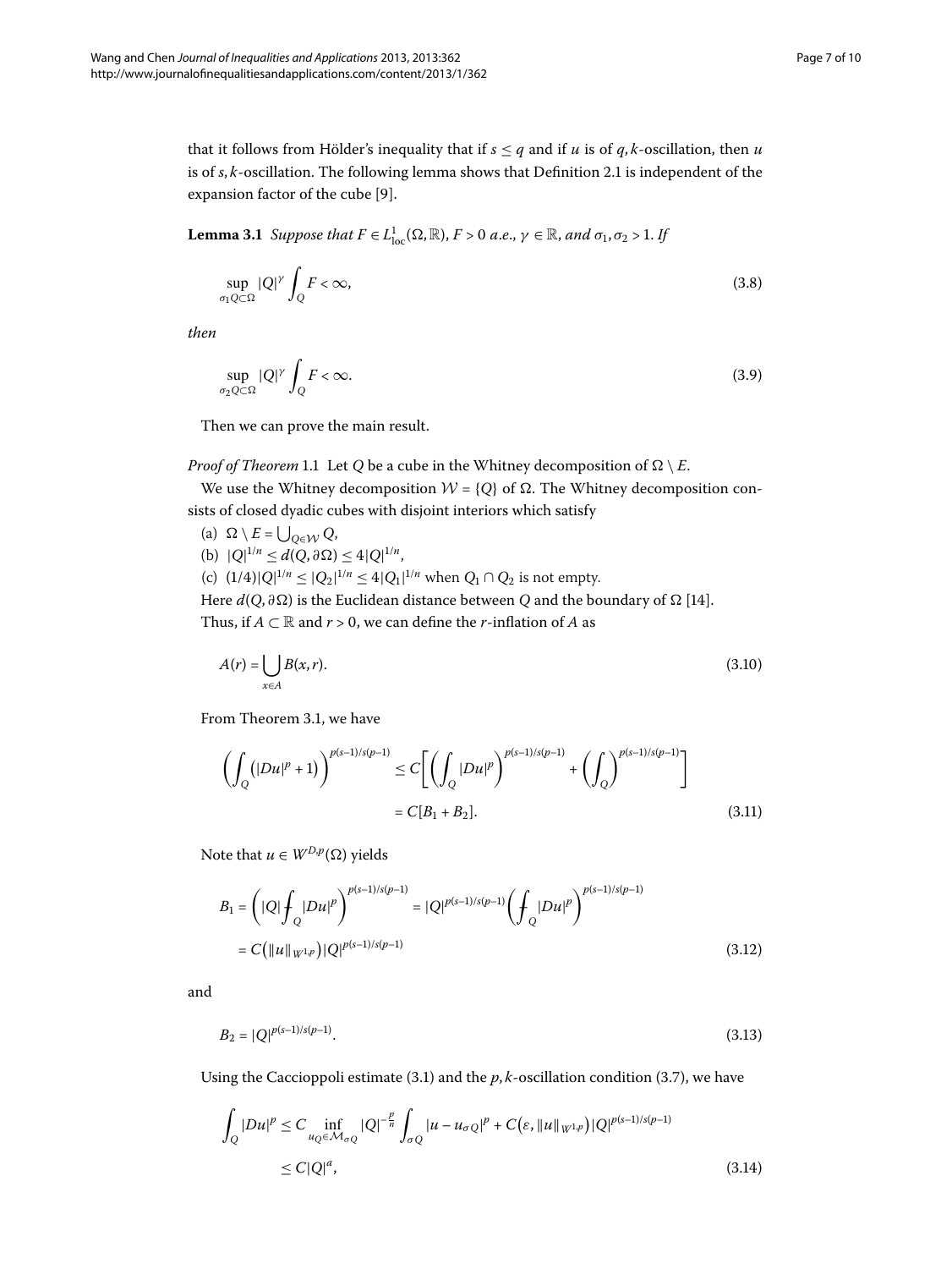that it follows from Hölder's inequality that if $s \le q$ and if $u$ is of $q,k$-oscillation, then $u$ is of $s,k$-oscillation. The following lemma shows that Definition 2.1 is independent of the expansion factor of the cube [9].

**Lemma 3.1** *Suppose that $F \in L^1_{\mathrm{loc}}(\Omega,\mathbb{R})$, $F > 0$ a.e., $\gamma \in \mathbb{R}$, and $\sigma_1,\sigma_2 > 1$. If*

$$\sup_{\sigma_1 Q \subset \Omega} |Q|^\gamma \int_Q F < \infty, \tag{3.8}$$

*then*

$$\sup_{\sigma_2 Q \subset \Omega} |Q|^\gamma \int_Q F < \infty. \tag{3.9}$$

Then we can prove the main result.

*Proof of Theorem* 1.1 Let $Q$ be a cube in the Whitney decomposition of $\Omega \setminus E$.

We use the Whitney decomposition $\mathcal{W} = \{Q\}$ of $\Omega$. The Whitney decomposition consists of closed dyadic cubes with disjoint interiors which satisfy

(a) $\Omega \setminus E = \bigcup_{Q\in\mathcal{W}} Q$,

(b) $|Q|^{1/n} \le d(Q,\partial\Omega) \le 4|Q|^{1/n}$,

(c) $(1/4)|Q|^{1/n} \le |Q_2|^{1/n} \le 4|Q_1|^{1/n}$ when $Q_1 \cap Q_2$ is not empty.

Here $d(Q,\partial\Omega)$ is the Euclidean distance between $Q$ and the boundary of $\Omega$ [14].

Thus, if $A \subset \mathbb{R}$ and $r > 0$, we can define the $r$-inflation of $A$ as

$$A(r) = \bigcup_{x\in A} B(x,r). \tag{3.10}$$

From Theorem 3.1, we have

$$\begin{aligned}\left(\int_Q \left(|Du|^p + 1\right)\right)^{p(s-1)/s(p-1)} &\le C\left[\left(\int_Q |Du|^p\right)^{p(s-1)/s(p-1)} + \left(\int_Q\right)^{p(s-1)/s(p-1)}\right] \\ &= C[B_1 + B_2].\end{aligned} \tag{3.11}$$

Note that $u \in W^{D,p}(\Omega)$ yields

$$\begin{aligned}B_1 &= \left(|Q|\fint_Q |Du|^p\right)^{p(s-1)/s(p-1)} = |Q|^{p(s-1)/s(p-1)}\left(\fint_Q |Du|^p\right)^{p(s-1)/s(p-1)} \\ &= C\left(\|u\|_{W^{1,p}}\right)|Q|^{p(s-1)/s(p-1)}\end{aligned} \tag{3.12}$$

and

$$B_2 = |Q|^{p(s-1)/s(p-1)}. \tag{3.13}$$

Using the Caccioppoli estimate (3.1) and the $p,k$-oscillation condition (3.7), we have

$$\begin{aligned}\int_Q |Du|^p &\le C \inf_{u_Q\in\mathcal{M}_{\sigma Q}} |Q|^{-\frac{p}{n}} \int_{\sigma Q} |u - u_{\sigma Q}|^p + C\left(\varepsilon, \|u\|_{W^{1,p}}\right)|Q|^{p(s-1)/s(p-1)} \\ &\le C|Q|^a,\end{aligned} \tag{3.14}$$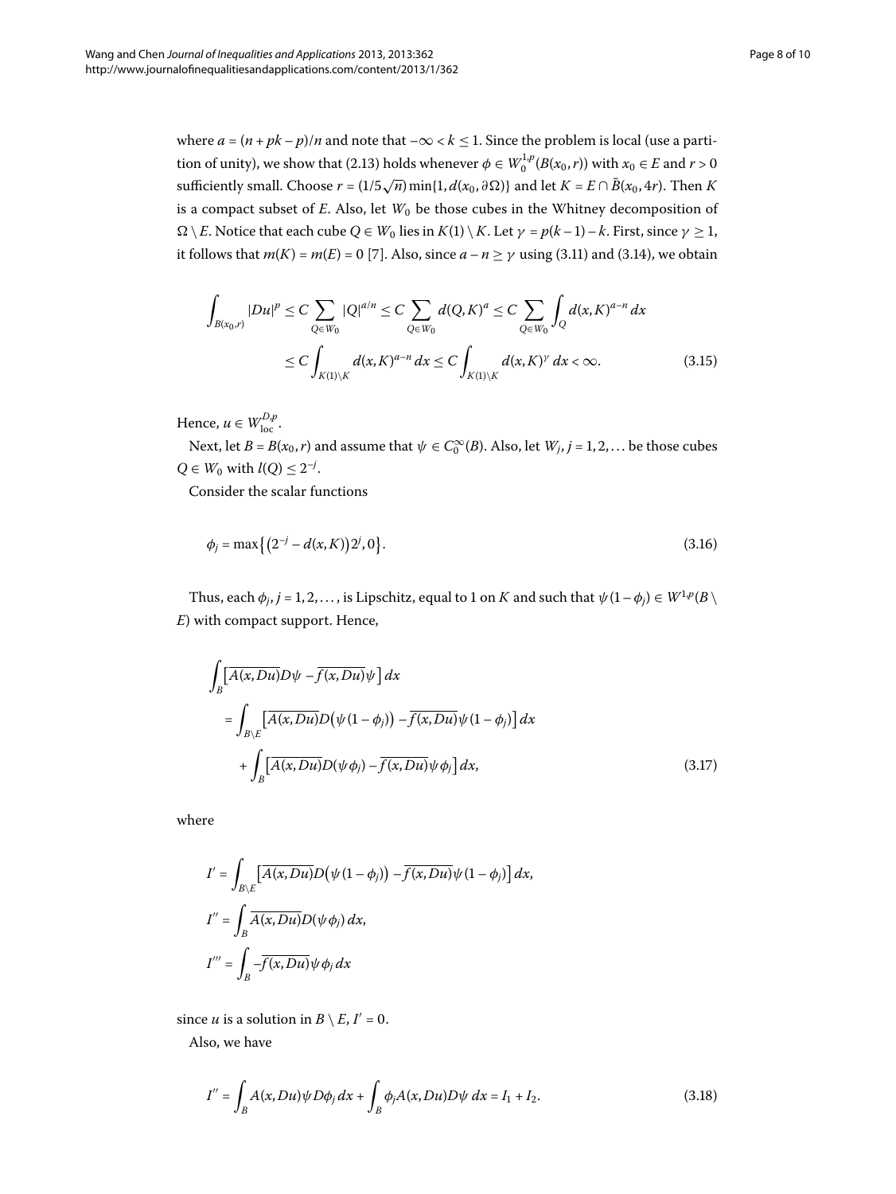where $a = (n + pk - p)/n$ and note that $-\infty < k \leq 1$. Since the problem is local (use a partition of unity), we show that (2.13) holds whenever $\phi \in W_0^{1,p}(B(x_0, r))$ with $x_0 \in E$ and $r > 0$ sufficiently small. Choose $r = (1/5\sqrt{n}) \min\{1, d(x_0, \partial\Omega)\}$ and let $K = E \cap \bar{B}(x_0, 4r)$. Then $K$ is a compact subset of $E$. Also, let $W_0$ be those cubes in the Whitney decomposition of $\Omega \setminus E$. Notice that each cube $Q \in W_0$ lies in $K(1) \setminus K$. Let $\gamma = p(k-1) - k$. First, since $\gamma \geq 1$, it follows that $m(K) = m(E) = 0$ [7]. Also, since $a - n \geq \gamma$ using (3.11) and (3.14), we obtain

$$\begin{aligned}
\int_{B(x_0,r)} |Du|^p &\leq C \sum_{Q \in W_0} |Q|^{a/n} \leq C \sum_{Q \in W_0} d(Q,K)^a \leq C \sum_{Q \in W_0} \int_Q d(x,K)^{a-n}\, dx \\
&\leq C \int_{K(1)\setminus K} d(x,K)^{a-n}\, dx \leq C \int_{K(1)\setminus K} d(x,K)^{\gamma}\, dx < \infty.
\end{aligned} \tag{3.15}$$

Hence, $u \in W_{\mathrm{loc}}^{D,p}$.

Next, let $B = B(x_0, r)$ and assume that $\psi \in C_0^\infty(B)$. Also, let $W_j$, $j = 1, 2, \ldots$ be those cubes $Q \in W_0$ with $l(Q) \leq 2^{-j}$.

Consider the scalar functions

$$\phi_j = \max\left\{\left(2^{-j} - d(x,K)\right)2^j, 0\right\}. \tag{3.16}$$

Thus, each $\phi_j$, $j = 1, 2, \ldots$, is Lipschitz, equal to 1 on $K$ and such that $\psi(1-\phi_j) \in W^{1,p}(B \setminus E)$ with compact support. Hence,

$$\begin{aligned}
&\int_B \left[\overline{A(x,Du)} D\psi - \overline{f(x,Du)}\psi\right] dx \\
&\quad = \int_{B\setminus E} \left[\overline{A(x,Du)} D\left(\psi(1-\phi_j)\right) - \overline{f(x,Du)}\psi(1-\phi_j)\right] dx \\
&\qquad + \int_B \left[\overline{A(x,Du)} D(\psi\phi_j) - \overline{f(x,Du)}\psi\phi_j\right] dx,
\end{aligned} \tag{3.17}$$

where

$$\begin{aligned}
I' &= \int_{B\setminus E} \left[\overline{A(x,Du)} D\left(\psi(1-\phi_j)\right) - \overline{f(x,Du)}\psi(1-\phi_j)\right] dx, \\
I'' &= \int_B \overline{A(x,Du)} D(\psi\phi_j)\, dx, \\
I''' &= \int_B -\overline{f(x,Du)}\psi\phi_j\, dx
\end{aligned}$$

since $u$ is a solution in $B \setminus E$, $I' = 0$.

Also, we have

$$I'' = \int_B A(x,Du)\psi D\phi_j\, dx + \int_B \phi_j A(x,Du) D\psi\, dx = I_1 + I_2. \tag{3.18}$$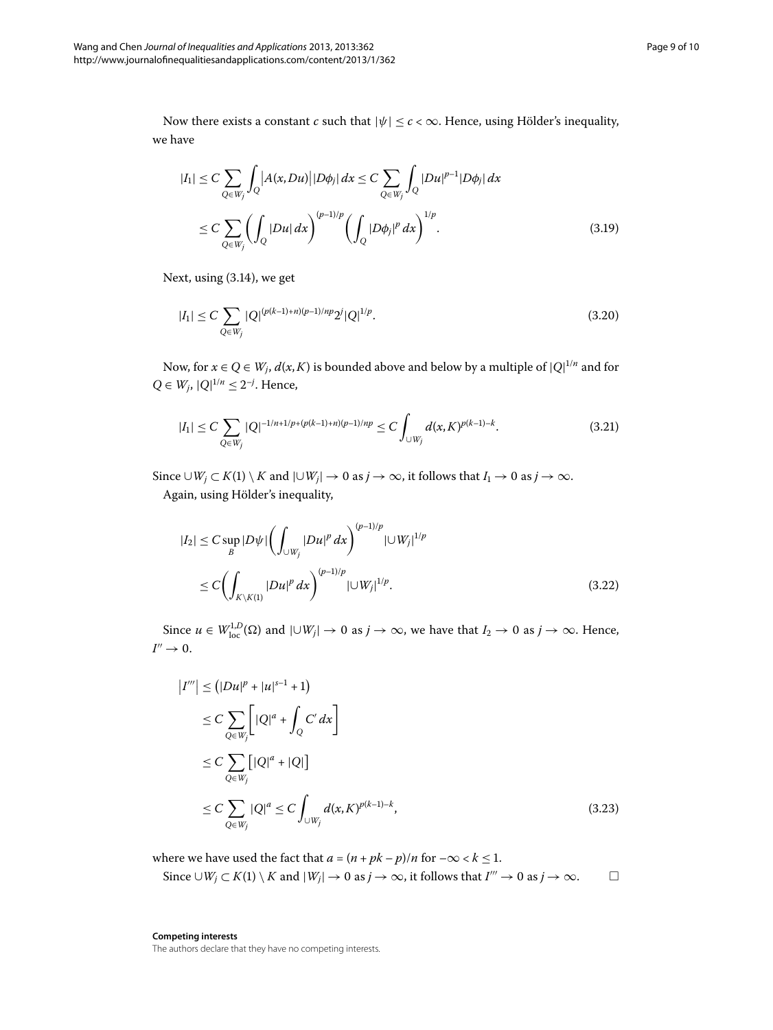Now there exists a constant $c$ such that $|\psi| \leq c < \infty$. Hence, using Hölder's inequality, we have

$$
\begin{aligned}
|I_1| &\leq C \sum_{Q \in W_j} \int_Q \big|A(x, Du)\big| |D\phi_j|\,dx \leq C \sum_{Q \in W_j} \int_Q |Du|^{p-1} |D\phi_j|\,dx \\
&\leq C \sum_{Q \in W_j} \left( \int_Q |Du|\,dx \right)^{(p-1)/p} \left( \int_Q |D\phi_j|^p\,dx \right)^{1/p}. \qquad (3.19)
\end{aligned}
$$

Next, using (3.14), we get

$$
|I_1| \leq C \sum_{Q \in W_j} |Q|^{(p(k-1)+n)(p-1)/np} 2^j |Q|^{1/p}. \qquad (3.20)
$$

Now, for $x \in Q \in W_j$, $d(x, K)$ is bounded above and below by a multiple of $|Q|^{1/n}$ and for $Q \in W_j$, $|Q|^{1/n} \leq 2^{-j}$. Hence,

$$
|I_1| \leq C \sum_{Q \in W_j} |Q|^{-1/n+1/p+(p(k-1)+n)(p-1)/np} \leq C \int_{\cup W_j} d(x, K)^{p(k-1)-k}. \qquad (3.21)
$$

Since $\cup W_j \subset K(1) \setminus K$ and $|\cup W_j| \to 0$ as $j \to \infty$, it follows that $I_1 \to 0$ as $j \to \infty$.

Again, using Hölder's inequality,

$$
\begin{aligned}
|I_2| &\leq C \sup_B |D\psi| \left( \int_{\cup W_j} |Du|^p\,dx \right)^{(p-1)/p} |\cup W_j|^{1/p} \\
&\leq C \left( \int_{K \setminus K(1)} |Du|^p\,dx \right)^{(p-1)/p} |\cup W_j|^{1/p}. \qquad (3.22)
\end{aligned}
$$

Since $u \in W^{1,D}_{\mathrm{loc}}(\Omega)$ and $|\cup W_j| \to 0$ as $j \to \infty$, we have that $I_2 \to 0$ as $j \to \infty$. Hence, $I'' \to 0$.

$$
\begin{aligned}
\left|I'''\right| &\leq \left(|Du|^p + |u|^{s-1} + 1\right) \\
&\leq C \sum_{Q \in W_j} \left[ |Q|^a + \int_Q C'\,dx \right] \\
&\leq C \sum_{Q \in W_j} \left[ |Q|^a + |Q| \right] \\
&\leq C \sum_{Q \in W_j} |Q|^a \leq C \int_{\cup W_j} d(x, K)^{p(k-1)-k}, \qquad (3.23)
\end{aligned}
$$

where we have used the fact that $a = (n + pk - p)/n$ for $-\infty < k \leq 1$.

Since $\cup W_j \subset K(1) \setminus K$ and $|W_j| \to 0$ as $j \to \infty$, it follows that $I''' \to 0$ as $j \to \infty$. $\square$

**Competing interests**

The authors declare that they have no competing interests.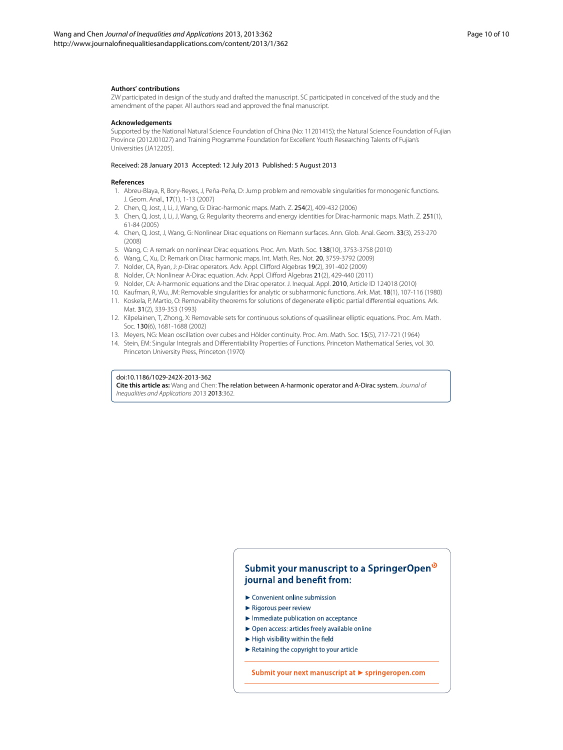**Authors' contributions**

ZW participated in design of the study and drafted the manuscript. SC participated in conceived of the study and the amendment of the paper. All authors read and approved the final manuscript.

**Acknowledgements**

Supported by the National Natural Science Foundation of China (No: 11201415); the Natural Science Foundation of Fujian Province (2012J01027) and Training Programme Foundation for Excellent Youth Researching Talents of Fujian's Universities (JA12205).

Received: 28 January 2013 Accepted: 12 July 2013 Published: 5 August 2013

**References**

1. Abreu-Blaya, R, Bory-Reyes, J, Peña-Peña, D: Jump problem and removable singularities for monogenic functions. J. Geom. Anal., **17**(1), 1-13 (2007)
2. Chen, Q, Jost, J, Li, J, Wang, G: Dirac-harmonic maps. Math. Z. **254**(2), 409-432 (2006)
3. Chen, Q, Jost, J, Li, J, Wang, G: Regularity theorems and energy identities for Dirac-harmonic maps. Math. Z. **251**(1), 61-84 (2005)
4. Chen, Q, Jost, J, Wang, G: Nonlinear Dirac equations on Riemann surfaces. Ann. Glob. Anal. Geom. **33**(3), 253-270 (2008)
5. Wang, C: A remark on nonlinear Dirac equations. Proc. Am. Math. Soc. **138**(10), 3753-3758 (2010)
6. Wang, C, Xu, D: Remark on Dirac harmonic maps. Int. Math. Res. Not. **20**, 3759-3792 (2009)
7. Nolder, CA, Ryan, J: *p*-Dirac operators. Adv. Appl. Clifford Algebras **19**(2), 391-402 (2009)
8. Nolder, CA: Nonlinear A-Dirac equation. Adv. Appl. Clifford Algebras **21**(2), 429-440 (2011)
9. Nolder, CA: A-harmonic equations and the Dirac operator. J. Inequal. Appl. **2010**, Article ID 124018 (2010)
10. Kaufman, R, Wu, JM: Removable singularities for analytic or subharmonic functions. Ark. Mat. **18**(1), 107-116 (1980)
11. Koskela, P, Martio, O: Removability theorems for solutions of degenerate elliptic partial differential equations. Ark. Mat. **31**(2), 339-353 (1993)
12. Kilpelainen, T, Zhong, X: Removable sets for continuous solutions of quasilinear elliptic equations. Proc. Am. Math. Soc. **130**(6), 1681-1688 (2002)
13. Meyers, NG: Mean oscillation over cubes and Hölder continuity. Proc. Am. Math. Soc. **15**(5), 717-721 (1964)
14. Stein, EM: Singular Integrals and Differentiability Properties of Functions. Princeton Mathematical Series, vol. 30. Princeton University Press, Princeton (1970)

doi:10.1186/1029-242X-2013-362

**Cite this article as:** Wang and Chen: The relation between A-harmonic operator and A-Dirac system. *Journal of Inequalities and Applications* 2013 **2013**:362.

**Submit your manuscript to a SpringerOpen journal and benefit from:**

- ► Convenient online submission
- ► Rigorous peer review
- ► Immediate publication on acceptance
- ► Open access: articles freely available online
- ► High visibility within the field
- ► Retaining the copyright to your article

**Submit your next manuscript at ► springeropen.com**